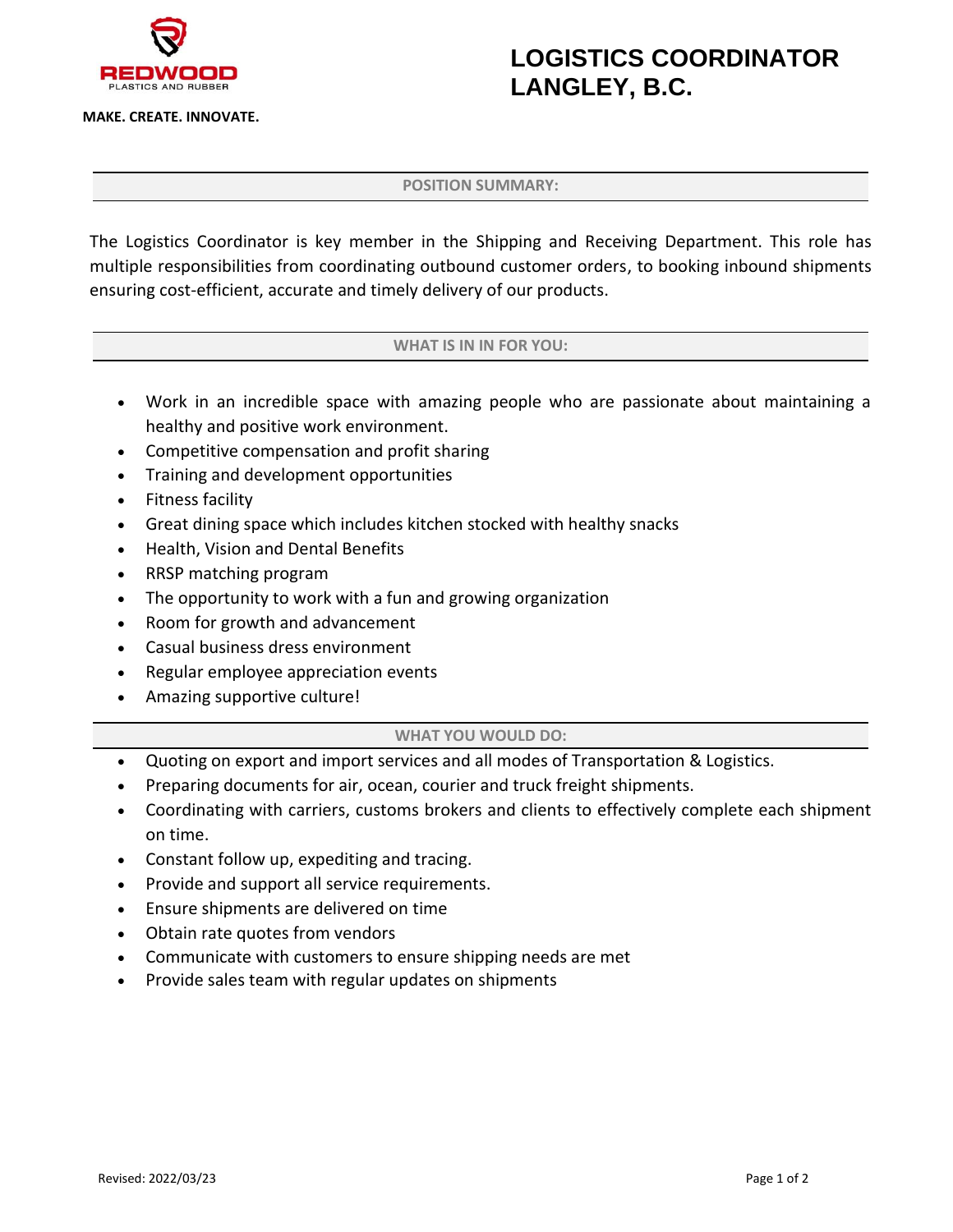**REDWOOD**
PLASTICS AND RUBBER

**MAKE. CREATE. INNOVATE.**

# LOGISTICS COORDINATOR
# LANGLEY, B.C.

## POSITION SUMMARY:

The Logistics Coordinator is key member in the Shipping and Receiving Department. This role has multiple responsibilities from coordinating outbound customer orders, to booking inbound shipments ensuring cost-efficient, accurate and timely delivery of our products.

## WHAT IS IN IN FOR YOU:

- Work in an incredible space with amazing people who are passionate about maintaining a healthy and positive work environment.
- Competitive compensation and profit sharing
- Training and development opportunities
- Fitness facility
- Great dining space which includes kitchen stocked with healthy snacks
- Health, Vision and Dental Benefits
- RRSP matching program
- The opportunity to work with a fun and growing organization
- Room for growth and advancement
- Casual business dress environment
- Regular employee appreciation events
- Amazing supportive culture!

## WHAT YOU WOULD DO:

- Quoting on export and import services and all modes of Transportation & Logistics.
- Preparing documents for air, ocean, courier and truck freight shipments.
- Coordinating with carriers, customs brokers and clients to effectively complete each shipment on time.
- Constant follow up, expediting and tracing.
- Provide and support all service requirements.
- Ensure shipments are delivered on time
- Obtain rate quotes from vendors
- Communicate with customers to ensure shipping needs are met
- Provide sales team with regular updates on shipments

Revised: 2022/03/23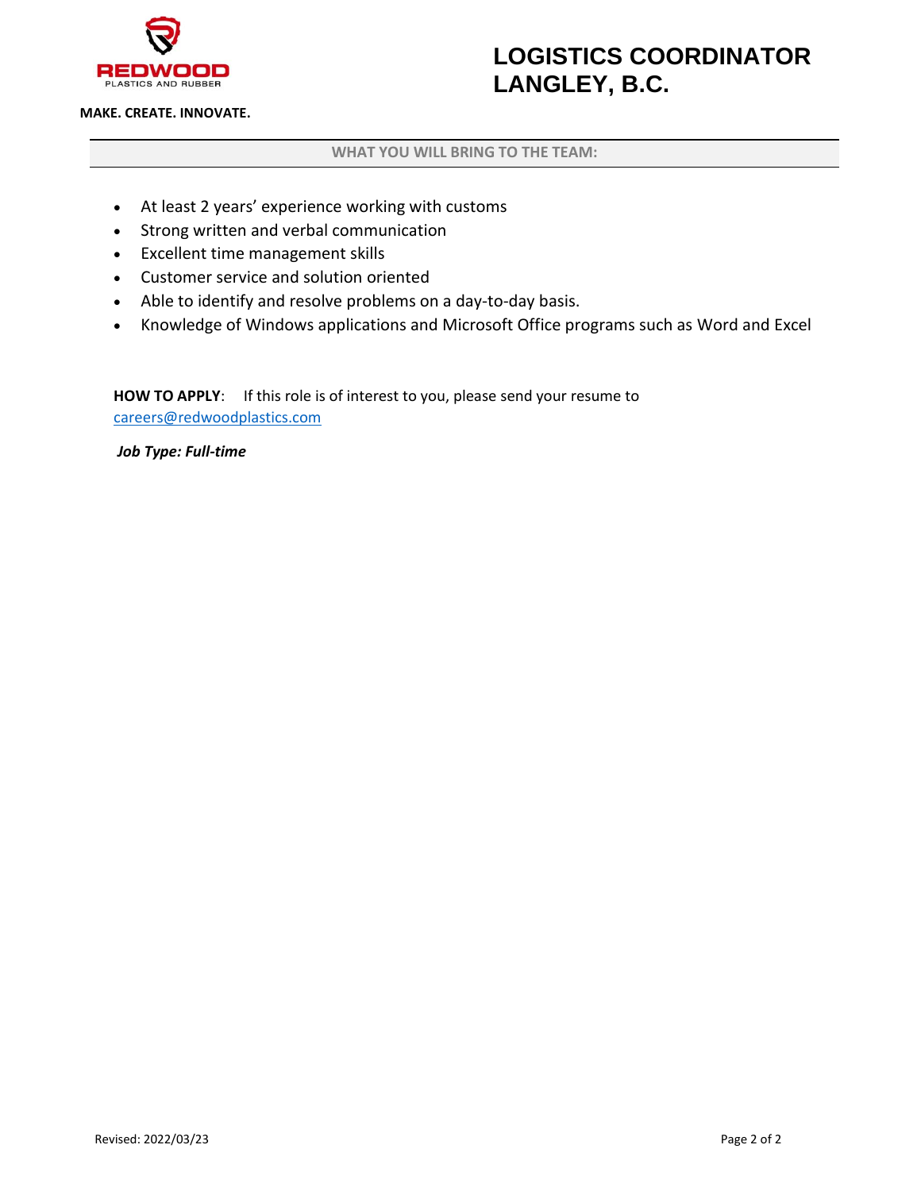# LOGISTICS COORDINATOR
# LANGLEY, B.C.

**MAKE. CREATE. INNOVATE.**

## WHAT YOU WILL BRING TO THE TEAM:

- At least 2 years' experience working with customs
- Strong written and verbal communication
- Excellent time management skills
- Customer service and solution oriented
- Able to identify and resolve problems on a day-to-day basis.
- Knowledge of Windows applications and Microsoft Office programs such as Word and Excel

**HOW TO APPLY**: If this role is of interest to you, please send your resume to careers@redwoodplastics.com

***Job Type: Full-time***

Revised: 2022/03/23